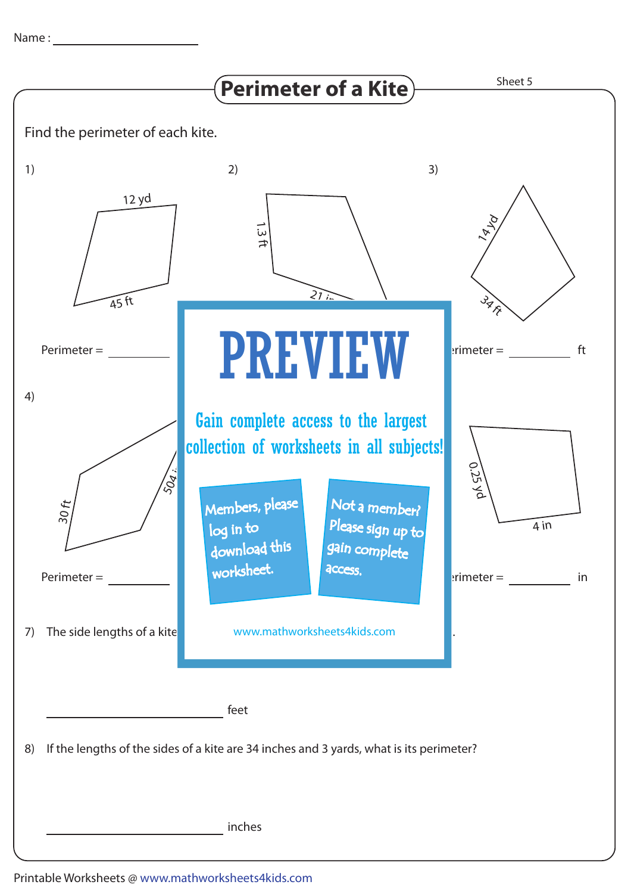Name : ____________________

# Perimeter of a Kite

Sheet 5

Find the perimeter of each kite.

1)

12 yd

45 ft

Perimeter = ________

2)

1.3 ft

21 i...

3)

14 yd

34 ft

...rimeter = ________ ft

4)

30 ft

504 i...

Perimeter = ________

...rimeter = ________ in

0.25 yd

4 in

PREVIEW

Gain complete access to the largest collection of worksheets in all subjects!

Members, please log in to download this worksheet.

Not a member? Please sign up to gain complete access.

www.mathworksheets4kids.com

7) The side lengths of a kite ... .

________________ feet

8) If the lengths of the sides of a kite are 34 inches and 3 yards, what is its perimeter?

________________ inches

Printable Worksheets @ www.mathworksheets4kids.com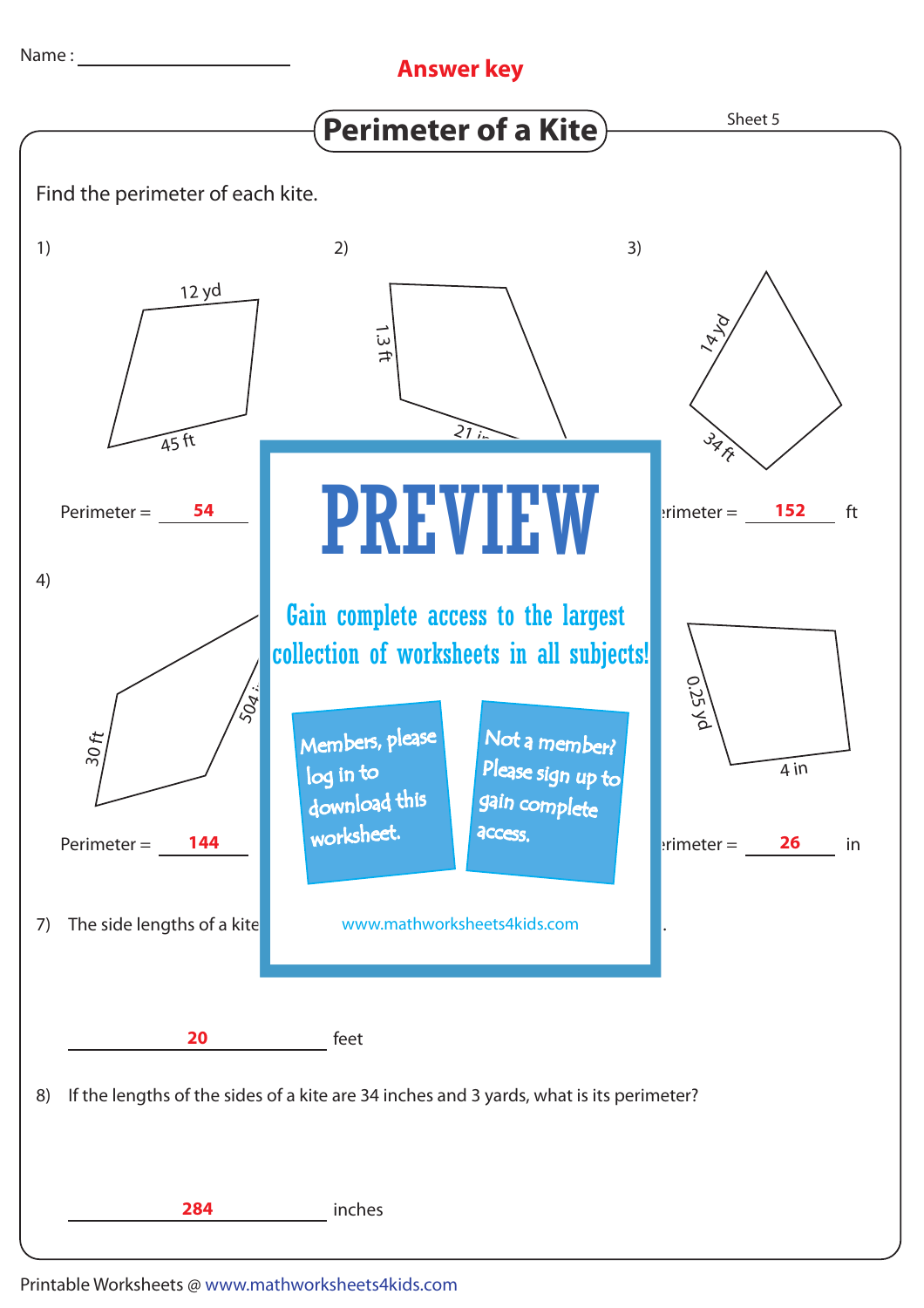Name : ___________________

**Answer key**

# Perimeter of a Kite

Sheet 5

Find the perimeter of each kite.

1)

12 yd

45 ft

Perimeter = **54**

2)

1.3 ft

21 in

3)

14 yd

34 ft

Perimeter = **152** ft

4)

30 ft

504 in

Perimeter = **144**

6)

0.25 yd

4 in

Perimeter = **26** in

PREVIEW

Gain complete access to the largest collection of worksheets in all subjects!

Members, please log in to download this worksheet.

Not a member? Please sign up to gain complete access.

www.mathworksheets4kids.com

7) The side lengths of a kite

**20** feet

8) If the lengths of the sides of a kite are 34 inches and 3 yards, what is its perimeter?

**284** inches